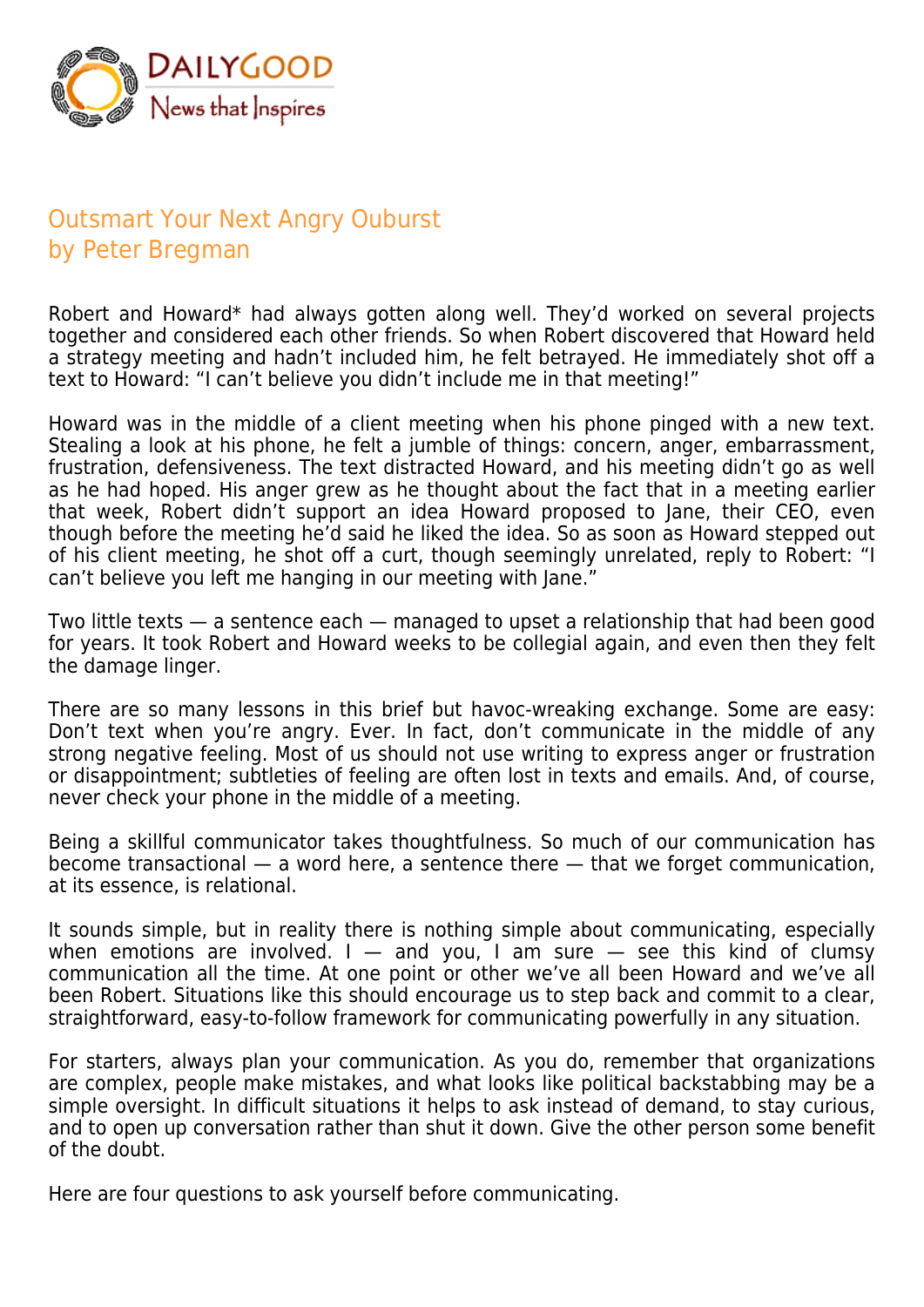# Outsmart Your Next Angry Ouburst
## by Peter Bregman

Robert and Howard* had always gotten along well. They'd worked on several projects together and considered each other friends. So when Robert discovered that Howard held a strategy meeting and hadn't included him, he felt betrayed. He immediately shot off a text to Howard: "I can't believe you didn't include me in that meeting!"

Howard was in the middle of a client meeting when his phone pinged with a new text. Stealing a look at his phone, he felt a jumble of things: concern, anger, embarrassment, frustration, defensiveness. The text distracted Howard, and his meeting didn't go as well as he had hoped. His anger grew as he thought about the fact that in a meeting earlier that week, Robert didn't support an idea Howard proposed to Jane, their CEO, even though before the meeting he'd said he liked the idea. So as soon as Howard stepped out of his client meeting, he shot off a curt, though seemingly unrelated, reply to Robert: "I can't believe you left me hanging in our meeting with Jane."

Two little texts — a sentence each — managed to upset a relationship that had been good for years. It took Robert and Howard weeks to be collegial again, and even then they felt the damage linger.

There are so many lessons in this brief but havoc-wreaking exchange. Some are easy: Don't text when you're angry. Ever. In fact, don't communicate in the middle of any strong negative feeling. Most of us should not use writing to express anger or frustration or disappointment; subtleties of feeling are often lost in texts and emails. And, of course, never check your phone in the middle of a meeting.

Being a skillful communicator takes thoughtfulness. So much of our communication has become transactional — a word here, a sentence there — that we forget communication, at its essence, is relational.

It sounds simple, but in reality there is nothing simple about communicating, especially when emotions are involved. I — and you, I am sure — see this kind of clumsy communication all the time. At one point or other we've all been Howard and we've all been Robert. Situations like this should encourage us to step back and commit to a clear, straightforward, easy-to-follow framework for communicating powerfully in any situation.

For starters, always plan your communication. As you do, remember that organizations are complex, people make mistakes, and what looks like political backstabbing may be a simple oversight. In difficult situations it helps to ask instead of demand, to stay curious, and to open up conversation rather than shut it down. Give the other person some benefit of the doubt.

Here are four questions to ask yourself before communicating.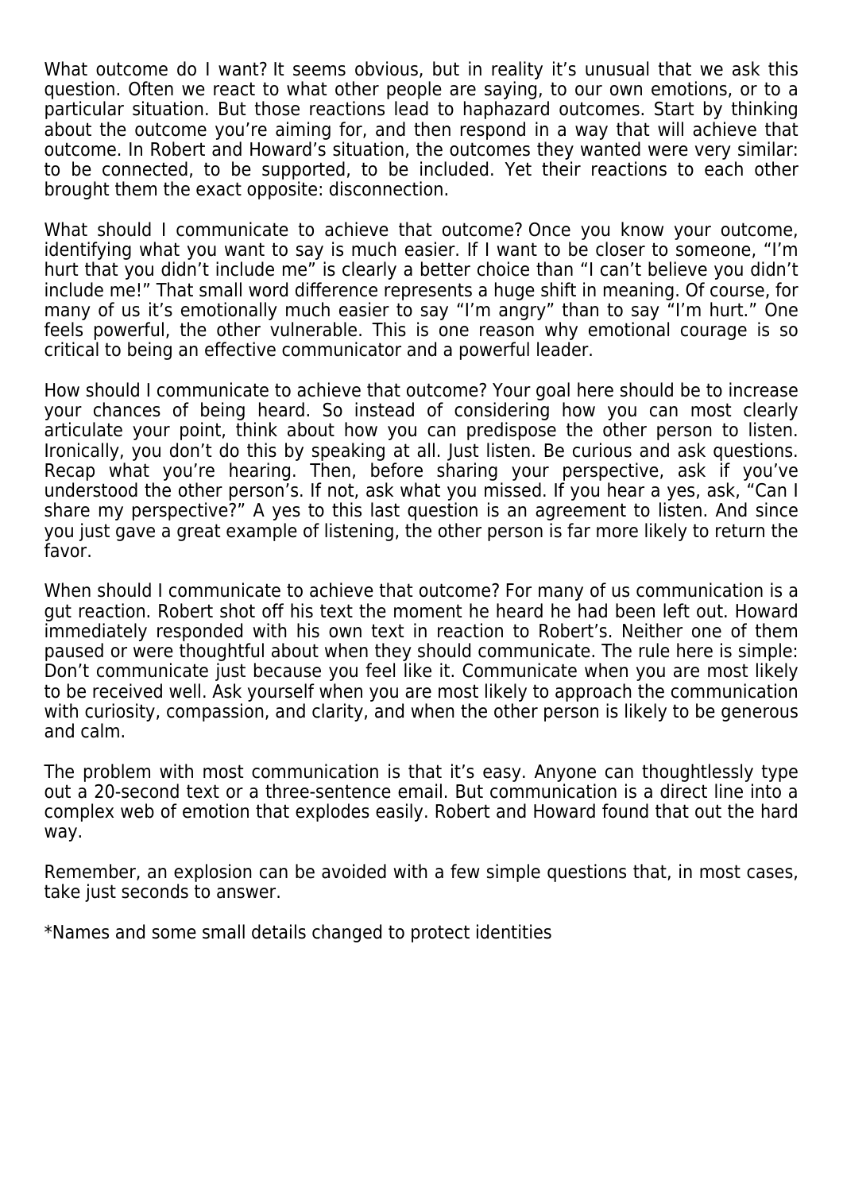What outcome do I want? It seems obvious, but in reality it's unusual that we ask this question. Often we react to what other people are saying, to our own emotions, or to a particular situation. But those reactions lead to haphazard outcomes. Start by thinking about the outcome you're aiming for, and then respond in a way that will achieve that outcome. In Robert and Howard's situation, the outcomes they wanted were very similar: to be connected, to be supported, to be included. Yet their reactions to each other brought them the exact opposite: disconnection.

What should I communicate to achieve that outcome? Once you know your outcome, identifying what you want to say is much easier. If I want to be closer to someone, "I'm hurt that you didn't include me" is clearly a better choice than "I can't believe you didn't include me!" That small word difference represents a huge shift in meaning. Of course, for many of us it's emotionally much easier to say "I'm angry" than to say "I'm hurt." One feels powerful, the other vulnerable. This is one reason why emotional courage is so critical to being an effective communicator and a powerful leader.

How should I communicate to achieve that outcome? Your goal here should be to increase your chances of being heard. So instead of considering how you can most clearly articulate your point, think about how you can predispose the other person to listen. Ironically, you don't do this by speaking at all. Just listen. Be curious and ask questions. Recap what you're hearing. Then, before sharing your perspective, ask if you've understood the other person's. If not, ask what you missed. If you hear a yes, ask, "Can I share my perspective?" A yes to this last question is an agreement to listen. And since you just gave a great example of listening, the other person is far more likely to return the favor.

When should I communicate to achieve that outcome? For many of us communication is a gut reaction. Robert shot off his text the moment he heard he had been left out. Howard immediately responded with his own text in reaction to Robert's. Neither one of them paused or were thoughtful about when they should communicate. The rule here is simple: Don't communicate just because you feel like it. Communicate when you are most likely to be received well. Ask yourself when you are most likely to approach the communication with curiosity, compassion, and clarity, and when the other person is likely to be generous and calm.

The problem with most communication is that it's easy. Anyone can thoughtlessly type out a 20-second text or a three-sentence email. But communication is a direct line into a complex web of emotion that explodes easily. Robert and Howard found that out the hard way.

Remember, an explosion can be avoided with a few simple questions that, in most cases, take just seconds to answer.

*Names and some small details changed to protect identities